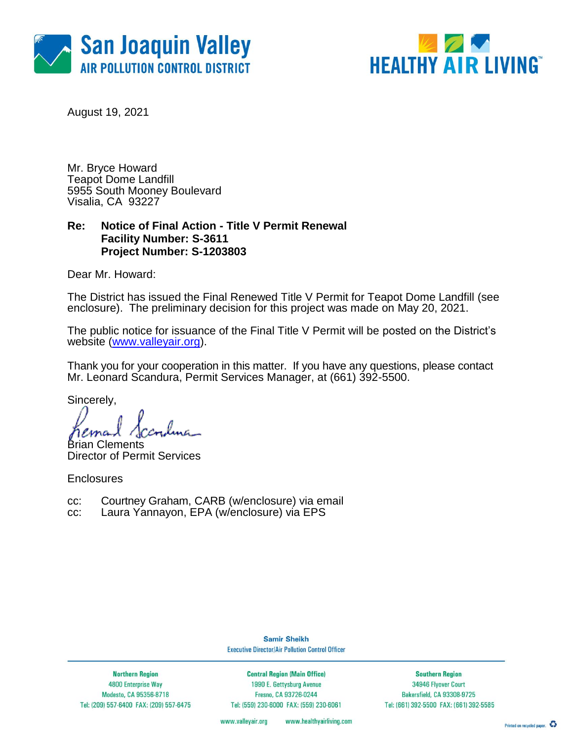San Joaquin Valley
AIR POLLUTION CONTROL DISTRICT

HEALTHY AIR LIVING™

August 19, 2021

Mr. Bryce Howard
Teapot Dome Landfill
5955 South Mooney Boulevard
Visalia, CA 93227

**Re: Notice of Final Action - Title V Permit Renewal**
**Facility Number: S-3611**
**Project Number: S-1203803**

Dear Mr. Howard:

The District has issued the Final Renewed Title V Permit for Teapot Dome Landfill (see enclosure). The preliminary decision for this project was made on May 20, 2021.

The public notice for issuance of the Final Title V Permit will be posted on the District's website (www.valleyair.org).

Thank you for your cooperation in this matter. If you have any questions, please contact Mr. Leonard Scandura, Permit Services Manager, at (661) 392-5500.

Sincerely,

Brian Clements
Director of Permit Services

Enclosures

cc: Courtney Graham, CARB (w/enclosure) via email
cc: Laura Yannayon, EPA (w/enclosure) via EPS

Samir Sheikh
Executive Director/Air Pollution Control Officer

| Northern Region | Central Region (Main Office) | Southern Region |
|---|---|---|
| 4800 Enterprise Way | 1990 E. Gettysburg Avenue | 34946 Flyover Court |
| Modesto, CA 95356-8718 | Fresno, CA 93726-0244 | Bakersfield, CA 93308-9725 |
| Tel: (209) 557-6400 FAX: (209) 557-6475 | Tel: (559) 230-6000 FAX: (559) 230-6061 | Tel: (661) 392-5500 FAX: (661) 392-5585 |

www.valleyair.org www.healthyairliving.com

Printed on recycled paper.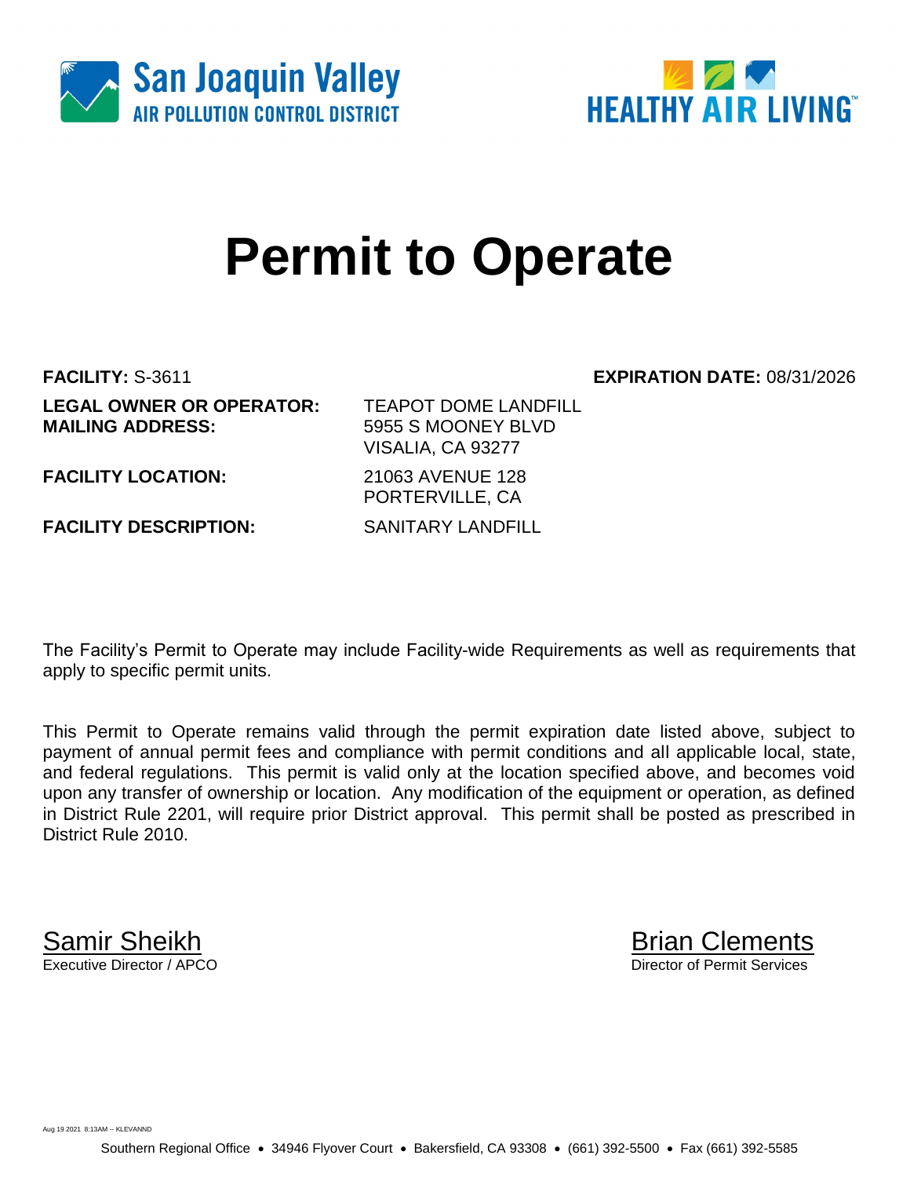San Joaquin Valley
AIR POLLUTION CONTROL DISTRICT

HEALTHY AIR LIVING™

# Permit to Operate

**FACILITY:** S-3611 **EXPIRATION DATE:** 08/31/2026

**LEGAL OWNER OR OPERATOR:** TEAPOT DOME LANDFILL
**MAILING ADDRESS:** 5955 S MOONEY BLVD
VISALIA, CA 93277

**FACILITY LOCATION:** 21063 AVENUE 128
PORTERVILLE, CA

**FACILITY DESCRIPTION:** SANITARY LANDFILL

The Facility's Permit to Operate may include Facility-wide Requirements as well as requirements that apply to specific permit units.

This Permit to Operate remains valid through the permit expiration date listed above, subject to payment of annual permit fees and compliance with permit conditions and all applicable local, state, and federal regulations. This permit is valid only at the location specified above, and becomes void upon any transfer of ownership or location. Any modification of the equipment or operation, as defined in District Rule 2201, will require prior District approval. This permit shall be posted as prescribed in District Rule 2010.

Samir Sheikh
Executive Director / APCO

Brian Clements
Director of Permit Services

Aug 19 2021 8:13AM -- KLEVANND

Southern Regional Office • 34946 Flyover Court • Bakersfield, CA 93308 • (661) 392-5500 • Fax (661) 392-5585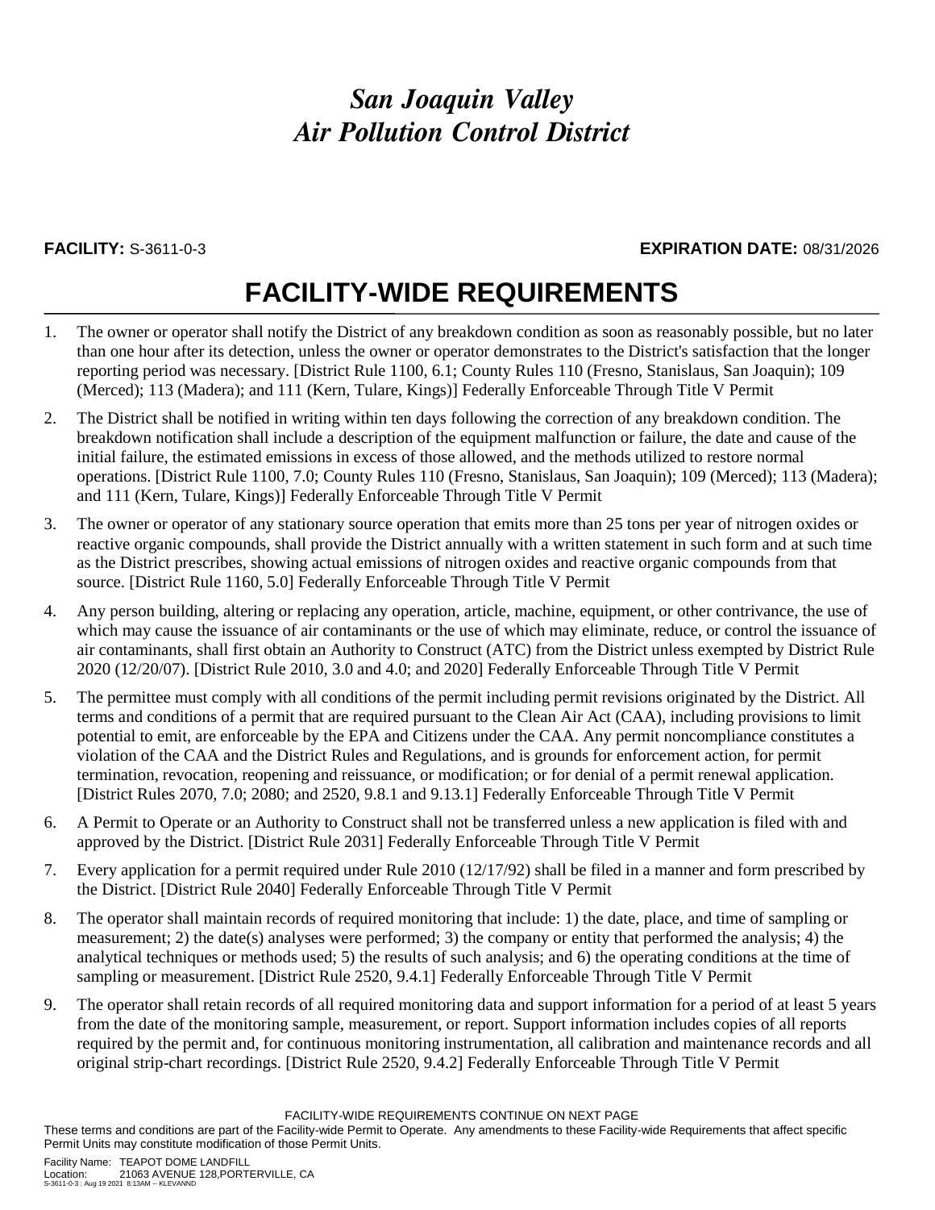# *San Joaquin Valley Air Pollution Control District*

**FACILITY:** S-3611-0-3 **EXPIRATION DATE:** 08/31/2026

## FACILITY-WIDE REQUIREMENTS

1. The owner or operator shall notify the District of any breakdown condition as soon as reasonably possible, but no later than one hour after its detection, unless the owner or operator demonstrates to the District's satisfaction that the longer reporting period was necessary. [District Rule 1100, 6.1; County Rules 110 (Fresno, Stanislaus, San Joaquin); 109 (Merced); 113 (Madera); and 111 (Kern, Tulare, Kings)] Federally Enforceable Through Title V Permit
2. The District shall be notified in writing within ten days following the correction of any breakdown condition. The breakdown notification shall include a description of the equipment malfunction or failure, the date and cause of the initial failure, the estimated emissions in excess of those allowed, and the methods utilized to restore normal operations. [District Rule 1100, 7.0; County Rules 110 (Fresno, Stanislaus, San Joaquin); 109 (Merced); 113 (Madera); and 111 (Kern, Tulare, Kings)] Federally Enforceable Through Title V Permit
3. The owner or operator of any stationary source operation that emits more than 25 tons per year of nitrogen oxides or reactive organic compounds, shall provide the District annually with a written statement in such form and at such time as the District prescribes, showing actual emissions of nitrogen oxides and reactive organic compounds from that source. [District Rule 1160, 5.0] Federally Enforceable Through Title V Permit
4. Any person building, altering or replacing any operation, article, machine, equipment, or other contrivance, the use of which may cause the issuance of air contaminants or the use of which may eliminate, reduce, or control the issuance of air contaminants, shall first obtain an Authority to Construct (ATC) from the District unless exempted by District Rule 2020 (12/20/07). [District Rule 2010, 3.0 and 4.0; and 2020] Federally Enforceable Through Title V Permit
5. The permittee must comply with all conditions of the permit including permit revisions originated by the District. All terms and conditions of a permit that are required pursuant to the Clean Air Act (CAA), including provisions to limit potential to emit, are enforceable by the EPA and Citizens under the CAA. Any permit noncompliance constitutes a violation of the CAA and the District Rules and Regulations, and is grounds for enforcement action, for permit termination, revocation, reopening and reissuance, or modification; or for denial of a permit renewal application. [District Rules 2070, 7.0; 2080; and 2520, 9.8.1 and 9.13.1] Federally Enforceable Through Title V Permit
6. A Permit to Operate or an Authority to Construct shall not be transferred unless a new application is filed with and approved by the District. [District Rule 2031] Federally Enforceable Through Title V Permit
7. Every application for a permit required under Rule 2010 (12/17/92) shall be filed in a manner and form prescribed by the District. [District Rule 2040] Federally Enforceable Through Title V Permit
8. The operator shall maintain records of required monitoring that include: 1) the date, place, and time of sampling or measurement; 2) the date(s) analyses were performed; 3) the company or entity that performed the analysis; 4) the analytical techniques or methods used; 5) the results of such analysis; and 6) the operating conditions at the time of sampling or measurement. [District Rule 2520, 9.4.1] Federally Enforceable Through Title V Permit
9. The operator shall retain records of all required monitoring data and support information for a period of at least 5 years from the date of the monitoring sample, measurement, or report. Support information includes copies of all reports required by the permit and, for continuous monitoring instrumentation, all calibration and maintenance records and all original strip-chart recordings. [District Rule 2520, 9.4.2] Federally Enforceable Through Title V Permit

FACILITY-WIDE REQUIREMENTS CONTINUE ON NEXT PAGE

These terms and conditions are part of the Facility-wide Permit to Operate. Any amendments to these Facility-wide Requirements that affect specific Permit Units may constitute modification of those Permit Units.

Facility Name: TEAPOT DOME LANDFILL
Location: 21063 AVENUE 128,PORTERVILLE, CA
S-3611-0-3 : Aug 19 2021 8:13AM -- KLEVANND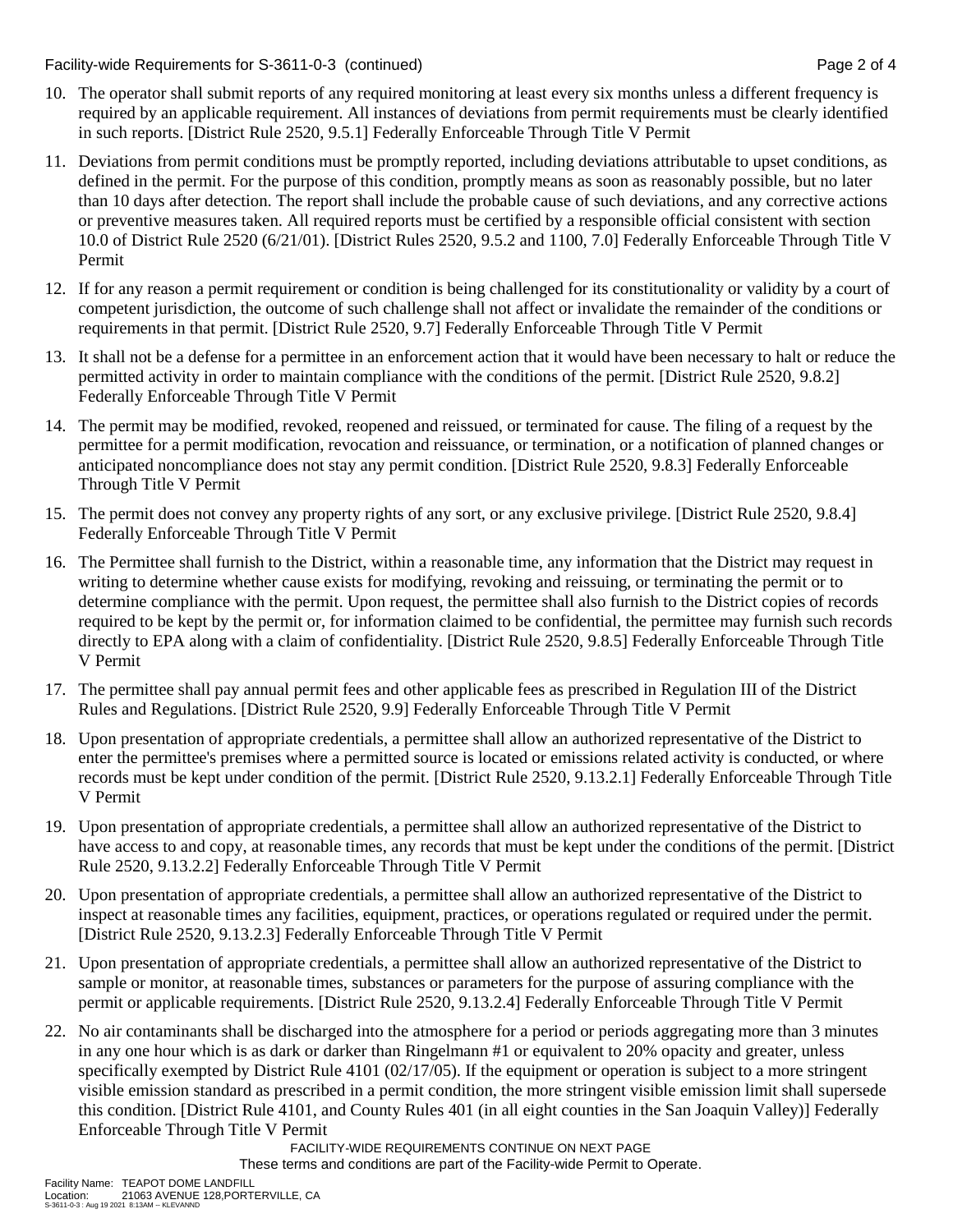10. The operator shall submit reports of any required monitoring at least every six months unless a different frequency is required by an applicable requirement. All instances of deviations from permit requirements must be clearly identified in such reports. [District Rule 2520, 9.5.1] Federally Enforceable Through Title V Permit

11. Deviations from permit conditions must be promptly reported, including deviations attributable to upset conditions, as defined in the permit. For the purpose of this condition, promptly means as soon as reasonably possible, but no later than 10 days after detection. The report shall include the probable cause of such deviations, and any corrective actions or preventive measures taken. All required reports must be certified by a responsible official consistent with section 10.0 of District Rule 2520 (6/21/01). [District Rules 2520, 9.5.2 and 1100, 7.0] Federally Enforceable Through Title V Permit

12. If for any reason a permit requirement or condition is being challenged for its constitutionality or validity by a court of competent jurisdiction, the outcome of such challenge shall not affect or invalidate the remainder of the conditions or requirements in that permit. [District Rule 2520, 9.7] Federally Enforceable Through Title V Permit

13. It shall not be a defense for a permittee in an enforcement action that it would have been necessary to halt or reduce the permitted activity in order to maintain compliance with the conditions of the permit. [District Rule 2520, 9.8.2] Federally Enforceable Through Title V Permit

14. The permit may be modified, revoked, reopened and reissued, or terminated for cause. The filing of a request by the permittee for a permit modification, revocation and reissuance, or termination, or a notification of planned changes or anticipated noncompliance does not stay any permit condition. [District Rule 2520, 9.8.3] Federally Enforceable Through Title V Permit

15. The permit does not convey any property rights of any sort, or any exclusive privilege. [District Rule 2520, 9.8.4] Federally Enforceable Through Title V Permit

16. The Permittee shall furnish to the District, within a reasonable time, any information that the District may request in writing to determine whether cause exists for modifying, revoking and reissuing, or terminating the permit or to determine compliance with the permit. Upon request, the permittee shall also furnish to the District copies of records required to be kept by the permit or, for information claimed to be confidential, the permittee may furnish such records directly to EPA along with a claim of confidentiality. [District Rule 2520, 9.8.5] Federally Enforceable Through Title V Permit

17. The permittee shall pay annual permit fees and other applicable fees as prescribed in Regulation III of the District Rules and Regulations. [District Rule 2520, 9.9] Federally Enforceable Through Title V Permit

18. Upon presentation of appropriate credentials, a permittee shall allow an authorized representative of the District to enter the permittee's premises where a permitted source is located or emissions related activity is conducted, or where records must be kept under condition of the permit. [District Rule 2520, 9.13.2.1] Federally Enforceable Through Title V Permit

19. Upon presentation of appropriate credentials, a permittee shall allow an authorized representative of the District to have access to and copy, at reasonable times, any records that must be kept under the conditions of the permit. [District Rule 2520, 9.13.2.2] Federally Enforceable Through Title V Permit

20. Upon presentation of appropriate credentials, a permittee shall allow an authorized representative of the District to inspect at reasonable times any facilities, equipment, practices, or operations regulated or required under the permit. [District Rule 2520, 9.13.2.3] Federally Enforceable Through Title V Permit

21. Upon presentation of appropriate credentials, a permittee shall allow an authorized representative of the District to sample or monitor, at reasonable times, substances or parameters for the purpose of assuring compliance with the permit or applicable requirements. [District Rule 2520, 9.13.2.4] Federally Enforceable Through Title V Permit

22. No air contaminants shall be discharged into the atmosphere for a period or periods aggregating more than 3 minutes in any one hour which is as dark or darker than Ringelmann #1 or equivalent to 20% opacity and greater, unless specifically exempted by District Rule 4101 (02/17/05). If the equipment or operation is subject to a more stringent visible emission standard as prescribed in a permit condition, the more stringent visible emission limit shall supersede this condition. [District Rule 4101, and County Rules 401 (in all eight counties in the San Joaquin Valley)] Federally Enforceable Through Title V Permit

FACILITY-WIDE REQUIREMENTS CONTINUE ON NEXT PAGE

These terms and conditions are part of the Facility-wide Permit to Operate.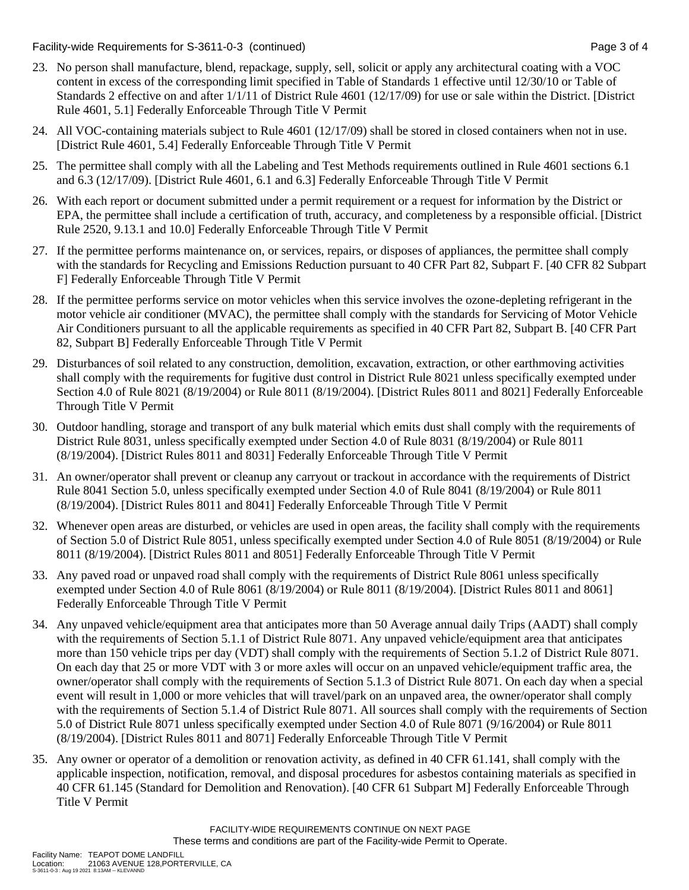23. No person shall manufacture, blend, repackage, supply, sell, solicit or apply any architectural coating with a VOC content in excess of the corresponding limit specified in Table of Standards 1 effective until 12/30/10 or Table of Standards 2 effective on and after 1/1/11 of District Rule 4601 (12/17/09) for use or sale within the District. [District Rule 4601, 5.1] Federally Enforceable Through Title V Permit

24. All VOC-containing materials subject to Rule 4601 (12/17/09) shall be stored in closed containers when not in use. [District Rule 4601, 5.4] Federally Enforceable Through Title V Permit

25. The permittee shall comply with all the Labeling and Test Methods requirements outlined in Rule 4601 sections 6.1 and 6.3 (12/17/09). [District Rule 4601, 6.1 and 6.3] Federally Enforceable Through Title V Permit

26. With each report or document submitted under a permit requirement or a request for information by the District or EPA, the permittee shall include a certification of truth, accuracy, and completeness by a responsible official. [District Rule 2520, 9.13.1 and 10.0] Federally Enforceable Through Title V Permit

27. If the permittee performs maintenance on, or services, repairs, or disposes of appliances, the permittee shall comply with the standards for Recycling and Emissions Reduction pursuant to 40 CFR Part 82, Subpart F. [40 CFR 82 Subpart F] Federally Enforceable Through Title V Permit

28. If the permittee performs service on motor vehicles when this service involves the ozone-depleting refrigerant in the motor vehicle air conditioner (MVAC), the permittee shall comply with the standards for Servicing of Motor Vehicle Air Conditioners pursuant to all the applicable requirements as specified in 40 CFR Part 82, Subpart B. [40 CFR Part 82, Subpart B] Federally Enforceable Through Title V Permit

29. Disturbances of soil related to any construction, demolition, excavation, extraction, or other earthmoving activities shall comply with the requirements for fugitive dust control in District Rule 8021 unless specifically exempted under Section 4.0 of Rule 8021 (8/19/2004) or Rule 8011 (8/19/2004). [District Rules 8011 and 8021] Federally Enforceable Through Title V Permit

30. Outdoor handling, storage and transport of any bulk material which emits dust shall comply with the requirements of District Rule 8031, unless specifically exempted under Section 4.0 of Rule 8031 (8/19/2004) or Rule 8011 (8/19/2004). [District Rules 8011 and 8031] Federally Enforceable Through Title V Permit

31. An owner/operator shall prevent or cleanup any carryout or trackout in accordance with the requirements of District Rule 8041 Section 5.0, unless specifically exempted under Section 4.0 of Rule 8041 (8/19/2004) or Rule 8011 (8/19/2004). [District Rules 8011 and 8041] Federally Enforceable Through Title V Permit

32. Whenever open areas are disturbed, or vehicles are used in open areas, the facility shall comply with the requirements of Section 5.0 of District Rule 8051, unless specifically exempted under Section 4.0 of Rule 8051 (8/19/2004) or Rule 8011 (8/19/2004). [District Rules 8011 and 8051] Federally Enforceable Through Title V Permit

33. Any paved road or unpaved road shall comply with the requirements of District Rule 8061 unless specifically exempted under Section 4.0 of Rule 8061 (8/19/2004) or Rule 8011 (8/19/2004). [District Rules 8011 and 8061] Federally Enforceable Through Title V Permit

34. Any unpaved vehicle/equipment area that anticipates more than 50 Average annual daily Trips (AADT) shall comply with the requirements of Section 5.1.1 of District Rule 8071. Any unpaved vehicle/equipment area that anticipates more than 150 vehicle trips per day (VDT) shall comply with the requirements of Section 5.1.2 of District Rule 8071. On each day that 25 or more VDT with 3 or more axles will occur on an unpaved vehicle/equipment traffic area, the owner/operator shall comply with the requirements of Section 5.1.3 of District Rule 8071. On each day when a special event will result in 1,000 or more vehicles that will travel/park on an unpaved area, the owner/operator shall comply with the requirements of Section 5.1.4 of District Rule 8071. All sources shall comply with the requirements of Section 5.0 of District Rule 8071 unless specifically exempted under Section 4.0 of Rule 8071 (9/16/2004) or Rule 8011 (8/19/2004). [District Rules 8011 and 8071] Federally Enforceable Through Title V Permit

35. Any owner or operator of a demolition or renovation activity, as defined in 40 CFR 61.141, shall comply with the applicable inspection, notification, removal, and disposal procedures for asbestos containing materials as specified in 40 CFR 61.145 (Standard for Demolition and Renovation). [40 CFR 61 Subpart M] Federally Enforceable Through Title V Permit

FACILITY-WIDE REQUIREMENTS CONTINUE ON NEXT PAGE
These terms and conditions are part of the Facility-wide Permit to Operate.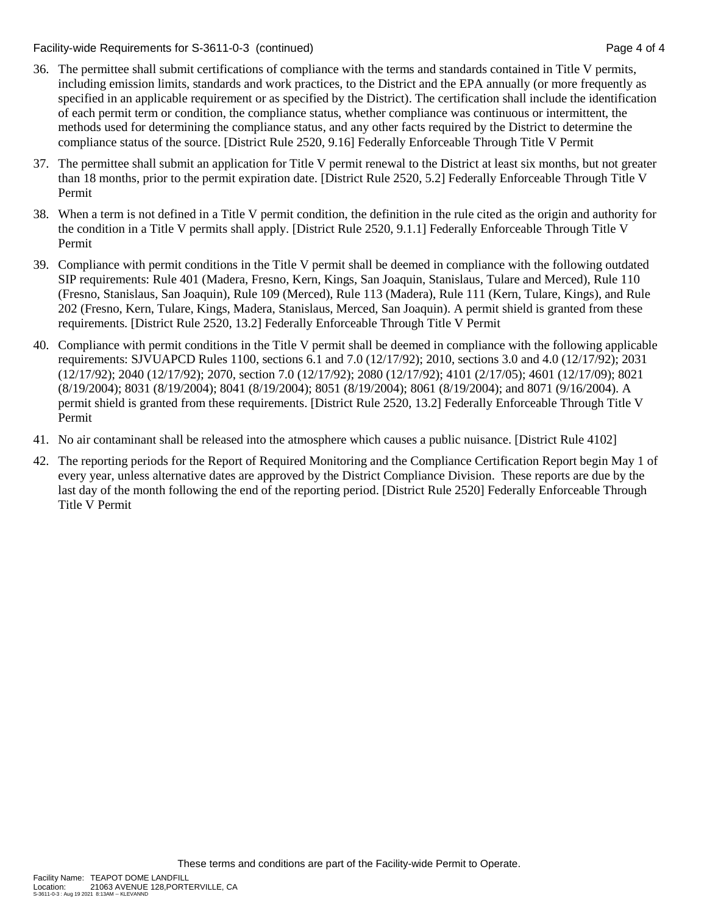36. The permittee shall submit certifications of compliance with the terms and standards contained in Title V permits, including emission limits, standards and work practices, to the District and the EPA annually (or more frequently as specified in an applicable requirement or as specified by the District). The certification shall include the identification of each permit term or condition, the compliance status, whether compliance was continuous or intermittent, the methods used for determining the compliance status, and any other facts required by the District to determine the compliance status of the source. [District Rule 2520, 9.16] Federally Enforceable Through Title V Permit

37. The permittee shall submit an application for Title V permit renewal to the District at least six months, but not greater than 18 months, prior to the permit expiration date. [District Rule 2520, 5.2] Federally Enforceable Through Title V Permit

38. When a term is not defined in a Title V permit condition, the definition in the rule cited as the origin and authority for the condition in a Title V permits shall apply. [District Rule 2520, 9.1.1] Federally Enforceable Through Title V Permit

39. Compliance with permit conditions in the Title V permit shall be deemed in compliance with the following outdated SIP requirements: Rule 401 (Madera, Fresno, Kern, Kings, San Joaquin, Stanislaus, Tulare and Merced), Rule 110 (Fresno, Stanislaus, San Joaquin), Rule 109 (Merced), Rule 113 (Madera), Rule 111 (Kern, Tulare, Kings), and Rule 202 (Fresno, Kern, Tulare, Kings, Madera, Stanislaus, Merced, San Joaquin). A permit shield is granted from these requirements. [District Rule 2520, 13.2] Federally Enforceable Through Title V Permit

40. Compliance with permit conditions in the Title V permit shall be deemed in compliance with the following applicable requirements: SJVUAPCD Rules 1100, sections 6.1 and 7.0 (12/17/92); 2010, sections 3.0 and 4.0 (12/17/92); 2031 (12/17/92); 2040 (12/17/92); 2070, section 7.0 (12/17/92); 2080 (12/17/92); 4101 (2/17/05); 4601 (12/17/09); 8021 (8/19/2004); 8031 (8/19/2004); 8041 (8/19/2004); 8051 (8/19/2004); 8061 (8/19/2004); and 8071 (9/16/2004). A permit shield is granted from these requirements. [District Rule 2520, 13.2] Federally Enforceable Through Title V Permit

41. No air contaminant shall be released into the atmosphere which causes a public nuisance. [District Rule 4102]

42. The reporting periods for the Report of Required Monitoring and the Compliance Certification Report begin May 1 of every year, unless alternative dates are approved by the District Compliance Division. These reports are due by the last day of the month following the end of the reporting period. [District Rule 2520] Federally Enforceable Through Title V Permit

These terms and conditions are part of the Facility-wide Permit to Operate.

Facility Name: TEAPOT DOME LANDFILL
Location: 21063 AVENUE 128,PORTERVILLE, CA
S-3611-0-3 : Aug 19 2021 8:13AM -- KLEVANND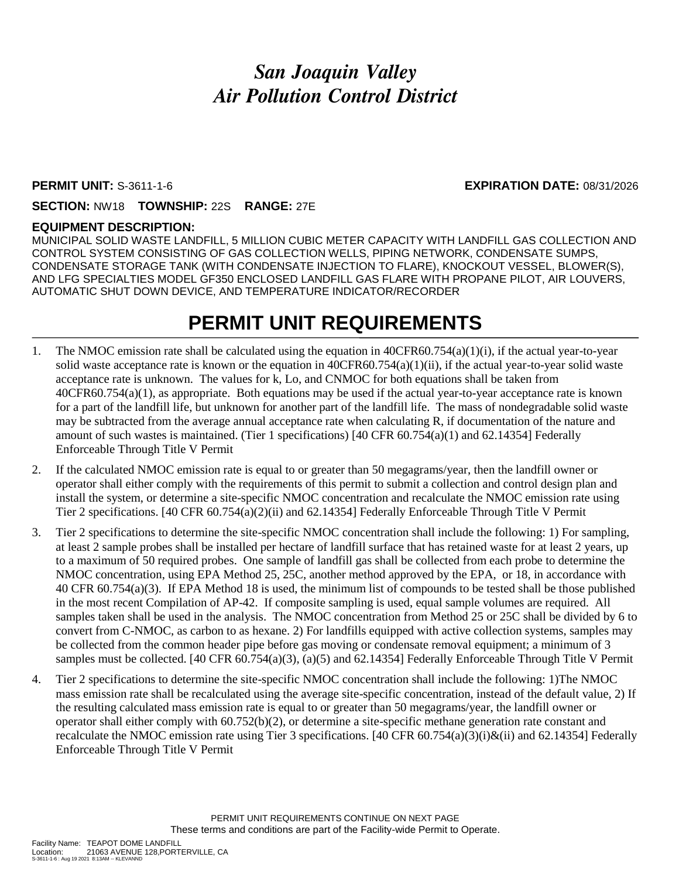# *San Joaquin Valley Air Pollution Control District*

**PERMIT UNIT:** S-3611-1-6 **EXPIRATION DATE:** 08/31/2026

**SECTION:** NW18 **TOWNSHIP:** 22S **RANGE:** 27E

**EQUIPMENT DESCRIPTION:**

MUNICIPAL SOLID WASTE LANDFILL, 5 MILLION CUBIC METER CAPACITY WITH LANDFILL GAS COLLECTION AND CONTROL SYSTEM CONSISTING OF GAS COLLECTION WELLS, PIPING NETWORK, CONDENSATE SUMPS, CONDENSATE STORAGE TANK (WITH CONDENSATE INJECTION TO FLARE), KNOCKOUT VESSEL, BLOWER(S), AND LFG SPECIALTIES MODEL GF350 ENCLOSED LANDFILL GAS FLARE WITH PROPANE PILOT, AIR LOUVERS, AUTOMATIC SHUT DOWN DEVICE, AND TEMPERATURE INDICATOR/RECORDER

# PERMIT UNIT REQUIREMENTS

1. The NMOC emission rate shall be calculated using the equation in 40CFR60.754(a)(1)(i), if the actual year-to-year solid waste acceptance rate is known or the equation in 40CFR60.754(a)(1)(ii), if the actual year-to-year solid waste acceptance rate is unknown. The values for k, Lo, and CNMOC for both equations shall be taken from 40CFR60.754(a)(1), as appropriate. Both equations may be used if the actual year-to-year acceptance rate is known for a part of the landfill life, but unknown for another part of the landfill life. The mass of nondegradable solid waste may be subtracted from the average annual acceptance rate when calculating R, if documentation of the nature and amount of such wastes is maintained. (Tier 1 specifications) [40 CFR 60.754(a)(1) and 62.14354] Federally Enforceable Through Title V Permit

2. If the calculated NMOC emission rate is equal to or greater than 50 megagrams/year, then the landfill owner or operator shall either comply with the requirements of this permit to submit a collection and control design plan and install the system, or determine a site-specific NMOC concentration and recalculate the NMOC emission rate using Tier 2 specifications. [40 CFR 60.754(a)(2)(ii) and 62.14354] Federally Enforceable Through Title V Permit

3. Tier 2 specifications to determine the site-specific NMOC concentration shall include the following: 1) For sampling, at least 2 sample probes shall be installed per hectare of landfill surface that has retained waste for at least 2 years, up to a maximum of 50 required probes. One sample of landfill gas shall be collected from each probe to determine the NMOC concentration, using EPA Method 25, 25C, another method approved by the EPA, or 18, in accordance with 40 CFR 60.754(a)(3). If EPA Method 18 is used, the minimum list of compounds to be tested shall be those published in the most recent Compilation of AP-42. If composite sampling is used, equal sample volumes are required. All samples taken shall be used in the analysis. The NMOC concentration from Method 25 or 25C shall be divided by 6 to convert from C-NMOC, as carbon to as hexane. 2) For landfills equipped with active collection systems, samples may be collected from the common header pipe before gas moving or condensate removal equipment; a minimum of 3 samples must be collected. [40 CFR 60.754(a)(3), (a)(5) and 62.14354] Federally Enforceable Through Title V Permit

4. Tier 2 specifications to determine the site-specific NMOC concentration shall include the following: 1)The NMOC mass emission rate shall be recalculated using the average site-specific concentration, instead of the default value, 2) If the resulting calculated mass emission rate is equal to or greater than 50 megagrams/year, the landfill owner or operator shall either comply with 60.752(b)(2), or determine a site-specific methane generation rate constant and recalculate the NMOC emission rate using Tier 3 specifications. [40 CFR 60.754(a)(3)(i)&(ii) and 62.14354] Federally Enforceable Through Title V Permit

PERMIT UNIT REQUIREMENTS CONTINUE ON NEXT PAGE

These terms and conditions are part of the Facility-wide Permit to Operate.

Facility Name: TEAPOT DOME LANDFILL
Location: 21063 AVENUE 128,PORTERVILLE, CA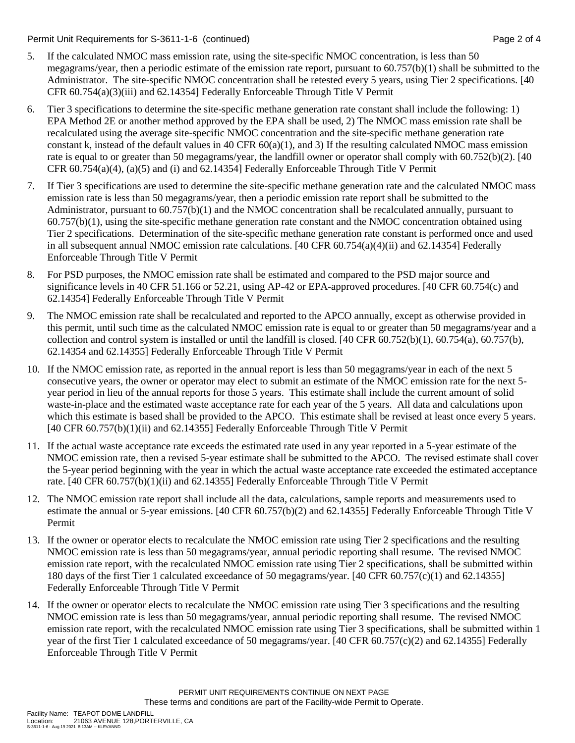5. If the calculated NMOC mass emission rate, using the site-specific NMOC concentration, is less than 50 megagrams/year, then a periodic estimate of the emission rate report, pursuant to 60.757(b)(1) shall be submitted to the Administrator. The site-specific NMOC concentration shall be retested every 5 years, using Tier 2 specifications. [40 CFR 60.754(a)(3)(iii) and 62.14354] Federally Enforceable Through Title V Permit

6. Tier 3 specifications to determine the site-specific methane generation rate constant shall include the following: 1) EPA Method 2E or another method approved by the EPA shall be used, 2) The NMOC mass emission rate shall be recalculated using the average site-specific NMOC concentration and the site-specific methane generation rate constant k, instead of the default values in 40 CFR 60(a)(1), and 3) If the resulting calculated NMOC mass emission rate is equal to or greater than 50 megagrams/year, the landfill owner or operator shall comply with 60.752(b)(2). [40 CFR 60.754(a)(4), (a)(5) and (i) and 62.14354] Federally Enforceable Through Title V Permit

7. If Tier 3 specifications are used to determine the site-specific methane generation rate and the calculated NMOC mass emission rate is less than 50 megagrams/year, then a periodic emission rate report shall be submitted to the Administrator, pursuant to 60.757(b)(1) and the NMOC concentration shall be recalculated annually, pursuant to 60.757(b)(1), using the site-specific methane generation rate constant and the NMOC concentration obtained using Tier 2 specifications. Determination of the site-specific methane generation rate constant is performed once and used in all subsequent annual NMOC emission rate calculations. [40 CFR 60.754(a)(4)(ii) and 62.14354] Federally Enforceable Through Title V Permit

8. For PSD purposes, the NMOC emission rate shall be estimated and compared to the PSD major source and significance levels in 40 CFR 51.166 or 52.21, using AP-42 or EPA-approved procedures. [40 CFR 60.754(c) and 62.14354] Federally Enforceable Through Title V Permit

9. The NMOC emission rate shall be recalculated and reported to the APCO annually, except as otherwise provided in this permit, until such time as the calculated NMOC emission rate is equal to or greater than 50 megagrams/year and a collection and control system is installed or until the landfill is closed. [40 CFR 60.752(b)(1), 60.754(a), 60.757(b), 62.14354 and 62.14355] Federally Enforceable Through Title V Permit

10. If the NMOC emission rate, as reported in the annual report is less than 50 megagrams/year in each of the next 5 consecutive years, the owner or operator may elect to submit an estimate of the NMOC emission rate for the next 5-year period in lieu of the annual reports for those 5 years. This estimate shall include the current amount of solid waste-in-place and the estimated waste acceptance rate for each year of the 5 years. All data and calculations upon which this estimate is based shall be provided to the APCO. This estimate shall be revised at least once every 5 years. [40 CFR 60.757(b)(1)(ii) and 62.14355] Federally Enforceable Through Title V Permit

11. If the actual waste acceptance rate exceeds the estimated rate used in any year reported in a 5-year estimate of the NMOC emission rate, then a revised 5-year estimate shall be submitted to the APCO. The revised estimate shall cover the 5-year period beginning with the year in which the actual waste acceptance rate exceeded the estimated acceptance rate. [40 CFR 60.757(b)(1)(ii) and 62.14355] Federally Enforceable Through Title V Permit

12. The NMOC emission rate report shall include all the data, calculations, sample reports and measurements used to estimate the annual or 5-year emissions. [40 CFR 60.757(b)(2) and 62.14355] Federally Enforceable Through Title V Permit

13. If the owner or operator elects to recalculate the NMOC emission rate using Tier 2 specifications and the resulting NMOC emission rate is less than 50 megagrams/year, annual periodic reporting shall resume. The revised NMOC emission rate report, with the recalculated NMOC emission rate using Tier 2 specifications, shall be submitted within 180 days of the first Tier 1 calculated exceedance of 50 megagrams/year. [40 CFR 60.757(c)(1) and 62.14355] Federally Enforceable Through Title V Permit

14. If the owner or operator elects to recalculate the NMOC emission rate using Tier 3 specifications and the resulting NMOC emission rate is less than 50 megagrams/year, annual periodic reporting shall resume. The revised NMOC emission rate report, with the recalculated NMOC emission rate using Tier 3 specifications, shall be submitted within 1 year of the first Tier 1 calculated exceedance of 50 megagrams/year. [40 CFR 60.757(c)(2) and 62.14355] Federally Enforceable Through Title V Permit

PERMIT UNIT REQUIREMENTS CONTINUE ON NEXT PAGE
These terms and conditions are part of the Facility-wide Permit to Operate.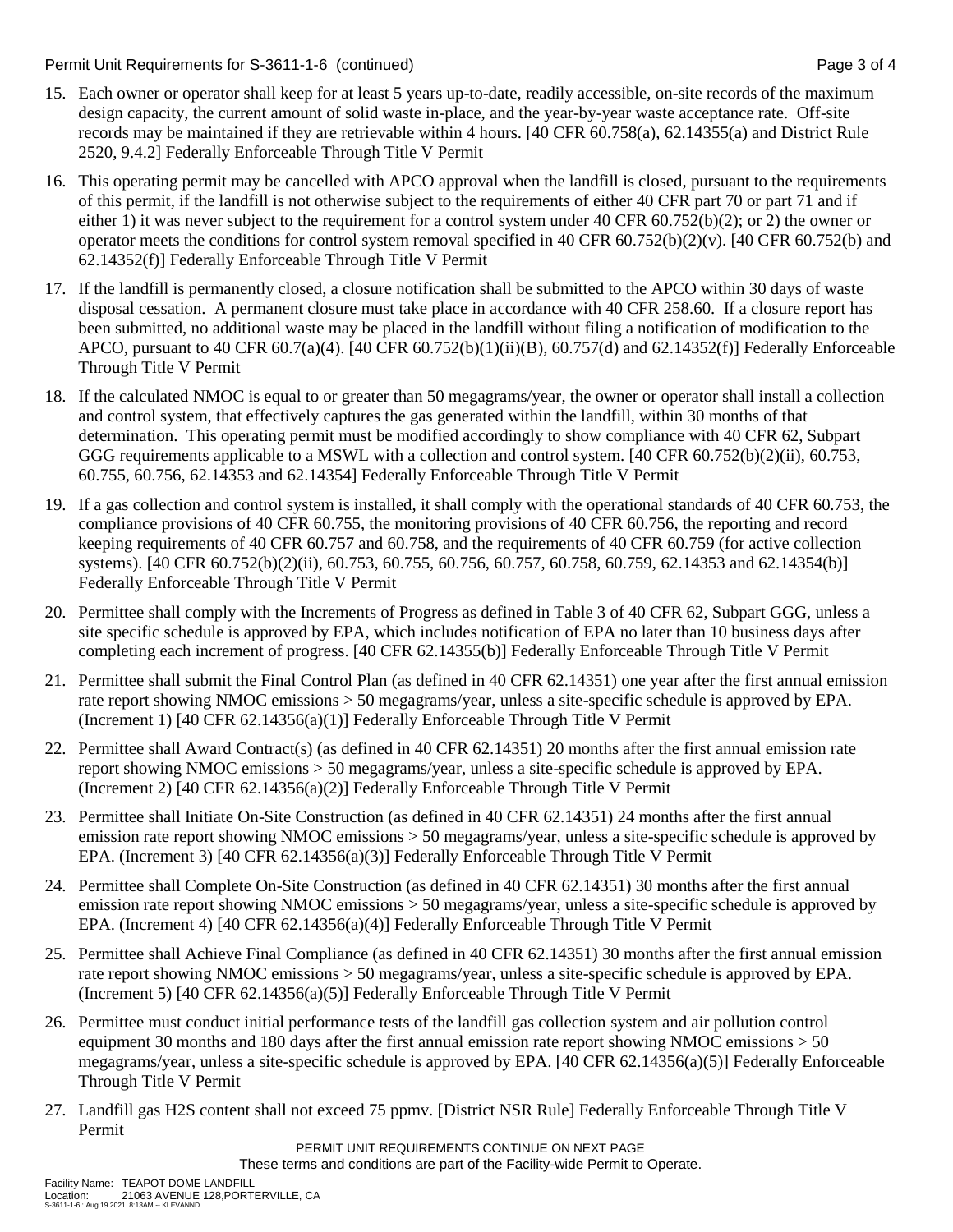15. Each owner or operator shall keep for at least 5 years up-to-date, readily accessible, on-site records of the maximum design capacity, the current amount of solid waste in-place, and the year-by-year waste acceptance rate. Off-site records may be maintained if they are retrievable within 4 hours. [40 CFR 60.758(a), 62.14355(a) and District Rule 2520, 9.4.2] Federally Enforceable Through Title V Permit

16. This operating permit may be cancelled with APCO approval when the landfill is closed, pursuant to the requirements of this permit, if the landfill is not otherwise subject to the requirements of either 40 CFR part 70 or part 71 and if either 1) it was never subject to the requirement for a control system under 40 CFR 60.752(b)(2); or 2) the owner or operator meets the conditions for control system removal specified in 40 CFR 60.752(b)(2)(v). [40 CFR 60.752(b) and 62.14352(f)] Federally Enforceable Through Title V Permit

17. If the landfill is permanently closed, a closure notification shall be submitted to the APCO within 30 days of waste disposal cessation. A permanent closure must take place in accordance with 40 CFR 258.60. If a closure report has been submitted, no additional waste may be placed in the landfill without filing a notification of modification to the APCO, pursuant to 40 CFR 60.7(a)(4). [40 CFR 60.752(b)(1)(ii)(B), 60.757(d) and 62.14352(f)] Federally Enforceable Through Title V Permit

18. If the calculated NMOC is equal to or greater than 50 megagrams/year, the owner or operator shall install a collection and control system, that effectively captures the gas generated within the landfill, within 30 months of that determination. This operating permit must be modified accordingly to show compliance with 40 CFR 62, Subpart GGG requirements applicable to a MSWL with a collection and control system. [40 CFR 60.752(b)(2)(ii), 60.753, 60.755, 60.756, 62.14353 and 62.14354] Federally Enforceable Through Title V Permit

19. If a gas collection and control system is installed, it shall comply with the operational standards of 40 CFR 60.753, the compliance provisions of 40 CFR 60.755, the monitoring provisions of 40 CFR 60.756, the reporting and record keeping requirements of 40 CFR 60.757 and 60.758, and the requirements of 40 CFR 60.759 (for active collection systems). [40 CFR 60.752(b)(2)(ii), 60.753, 60.755, 60.756, 60.757, 60.758, 60.759, 62.14353 and 62.14354(b)] Federally Enforceable Through Title V Permit

20. Permittee shall comply with the Increments of Progress as defined in Table 3 of 40 CFR 62, Subpart GGG, unless a site specific schedule is approved by EPA, which includes notification of EPA no later than 10 business days after completing each increment of progress. [40 CFR 62.14355(b)] Federally Enforceable Through Title V Permit

21. Permittee shall submit the Final Control Plan (as defined in 40 CFR 62.14351) one year after the first annual emission rate report showing NMOC emissions > 50 megagrams/year, unless a site-specific schedule is approved by EPA. (Increment 1) [40 CFR 62.14356(a)(1)] Federally Enforceable Through Title V Permit

22. Permittee shall Award Contract(s) (as defined in 40 CFR 62.14351) 20 months after the first annual emission rate report showing NMOC emissions > 50 megagrams/year, unless a site-specific schedule is approved by EPA. (Increment 2) [40 CFR 62.14356(a)(2)] Federally Enforceable Through Title V Permit

23. Permittee shall Initiate On-Site Construction (as defined in 40 CFR 62.14351) 24 months after the first annual emission rate report showing NMOC emissions > 50 megagrams/year, unless a site-specific schedule is approved by EPA. (Increment 3) [40 CFR 62.14356(a)(3)] Federally Enforceable Through Title V Permit

24. Permittee shall Complete On-Site Construction (as defined in 40 CFR 62.14351) 30 months after the first annual emission rate report showing NMOC emissions > 50 megagrams/year, unless a site-specific schedule is approved by EPA. (Increment 4) [40 CFR 62.14356(a)(4)] Federally Enforceable Through Title V Permit

25. Permittee shall Achieve Final Compliance (as defined in 40 CFR 62.14351) 30 months after the first annual emission rate report showing NMOC emissions > 50 megagrams/year, unless a site-specific schedule is approved by EPA. (Increment 5) [40 CFR 62.14356(a)(5)] Federally Enforceable Through Title V Permit

26. Permittee must conduct initial performance tests of the landfill gas collection system and air pollution control equipment 30 months and 180 days after the first annual emission rate report showing NMOC emissions > 50 megagrams/year, unless a site-specific schedule is approved by EPA. [40 CFR 62.14356(a)(5)] Federally Enforceable Through Title V Permit

27. Landfill gas $H_2S$ content shall not exceed 75 ppmv. [District NSR Rule] Federally Enforceable Through Title V Permit

PERMIT UNIT REQUIREMENTS CONTINUE ON NEXT PAGE

These terms and conditions are part of the Facility-wide Permit to Operate.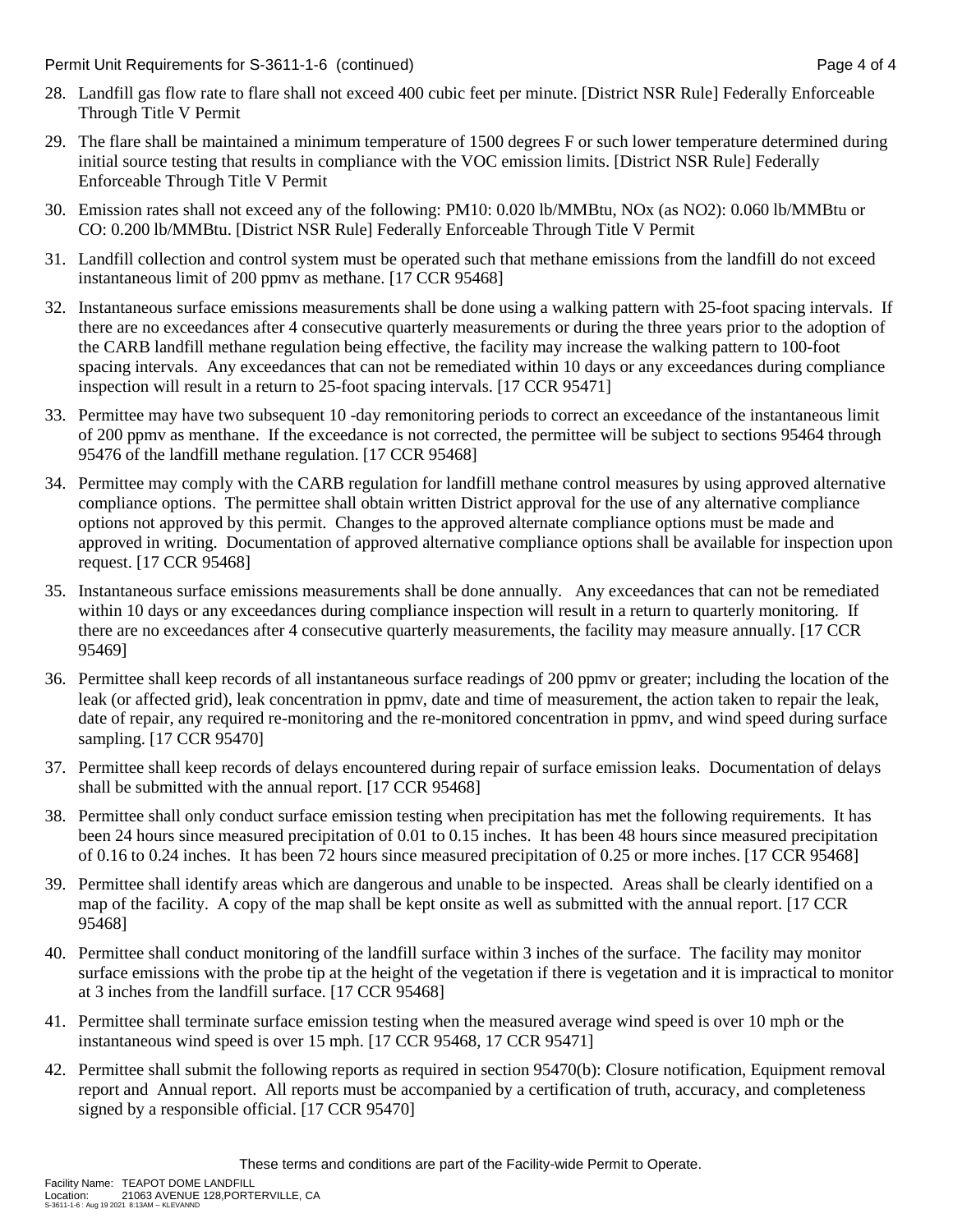28. Landfill gas flow rate to flare shall not exceed 400 cubic feet per minute. [District NSR Rule] Federally Enforceable Through Title V Permit

29. The flare shall be maintained a minimum temperature of 1500 degrees F or such lower temperature determined during initial source testing that results in compliance with the VOC emission limits. [District NSR Rule] Federally Enforceable Through Title V Permit

30. Emission rates shall not exceed any of the following: PM10: 0.020 lb/MMBtu, NOx (as NO2): 0.060 lb/MMBtu or CO: 0.200 lb/MMBtu. [District NSR Rule] Federally Enforceable Through Title V Permit

31. Landfill collection and control system must be operated such that methane emissions from the landfill do not exceed instantaneous limit of 200 ppmv as methane. [17 CCR 95468]

32. Instantaneous surface emissions measurements shall be done using a walking pattern with 25-foot spacing intervals. If there are no exceedances after 4 consecutive quarterly measurements or during the three years prior to the adoption of the CARB landfill methane regulation being effective, the facility may increase the walking pattern to 100-foot spacing intervals. Any exceedances that can not be remediated within 10 days or any exceedances during compliance inspection will result in a return to 25-foot spacing intervals. [17 CCR 95471]

33. Permittee may have two subsequent 10 -day remonitoring periods to correct an exceedance of the instantaneous limit of 200 ppmv as menthane. If the exceedance is not corrected, the permittee will be subject to sections 95464 through 95476 of the landfill methane regulation. [17 CCR 95468]

34. Permittee may comply with the CARB regulation for landfill methane control measures by using approved alternative compliance options. The permittee shall obtain written District approval for the use of any alternative compliance options not approved by this permit. Changes to the approved alternate compliance options must be made and approved in writing. Documentation of approved alternative compliance options shall be available for inspection upon request. [17 CCR 95468]

35. Instantaneous surface emissions measurements shall be done annually. Any exceedances that can not be remediated within 10 days or any exceedances during compliance inspection will result in a return to quarterly monitoring. If there are no exceedances after 4 consecutive quarterly measurements, the facility may measure annually. [17 CCR 95469]

36. Permittee shall keep records of all instantaneous surface readings of 200 ppmv or greater; including the location of the leak (or affected grid), leak concentration in ppmv, date and time of measurement, the action taken to repair the leak, date of repair, any required re-monitoring and the re-monitored concentration in ppmv, and wind speed during surface sampling. [17 CCR 95470]

37. Permittee shall keep records of delays encountered during repair of surface emission leaks. Documentation of delays shall be submitted with the annual report. [17 CCR 95468]

38. Permittee shall only conduct surface emission testing when precipitation has met the following requirements. It has been 24 hours since measured precipitation of 0.01 to 0.15 inches. It has been 48 hours since measured precipitation of 0.16 to 0.24 inches. It has been 72 hours since measured precipitation of 0.25 or more inches. [17 CCR 95468]

39. Permittee shall identify areas which are dangerous and unable to be inspected. Areas shall be clearly identified on a map of the facility. A copy of the map shall be kept onsite as well as submitted with the annual report. [17 CCR 95468]

40. Permittee shall conduct monitoring of the landfill surface within 3 inches of the surface. The facility may monitor surface emissions with the probe tip at the height of the vegetation if there is vegetation and it is impractical to monitor at 3 inches from the landfill surface. [17 CCR 95468]

41. Permittee shall terminate surface emission testing when the measured average wind speed is over 10 mph or the instantaneous wind speed is over 15 mph. [17 CCR 95468, 17 CCR 95471]

42. Permittee shall submit the following reports as required in section 95470(b): Closure notification, Equipment removal report and Annual report. All reports must be accompanied by a certification of truth, accuracy, and completeness signed by a responsible official. [17 CCR 95470]